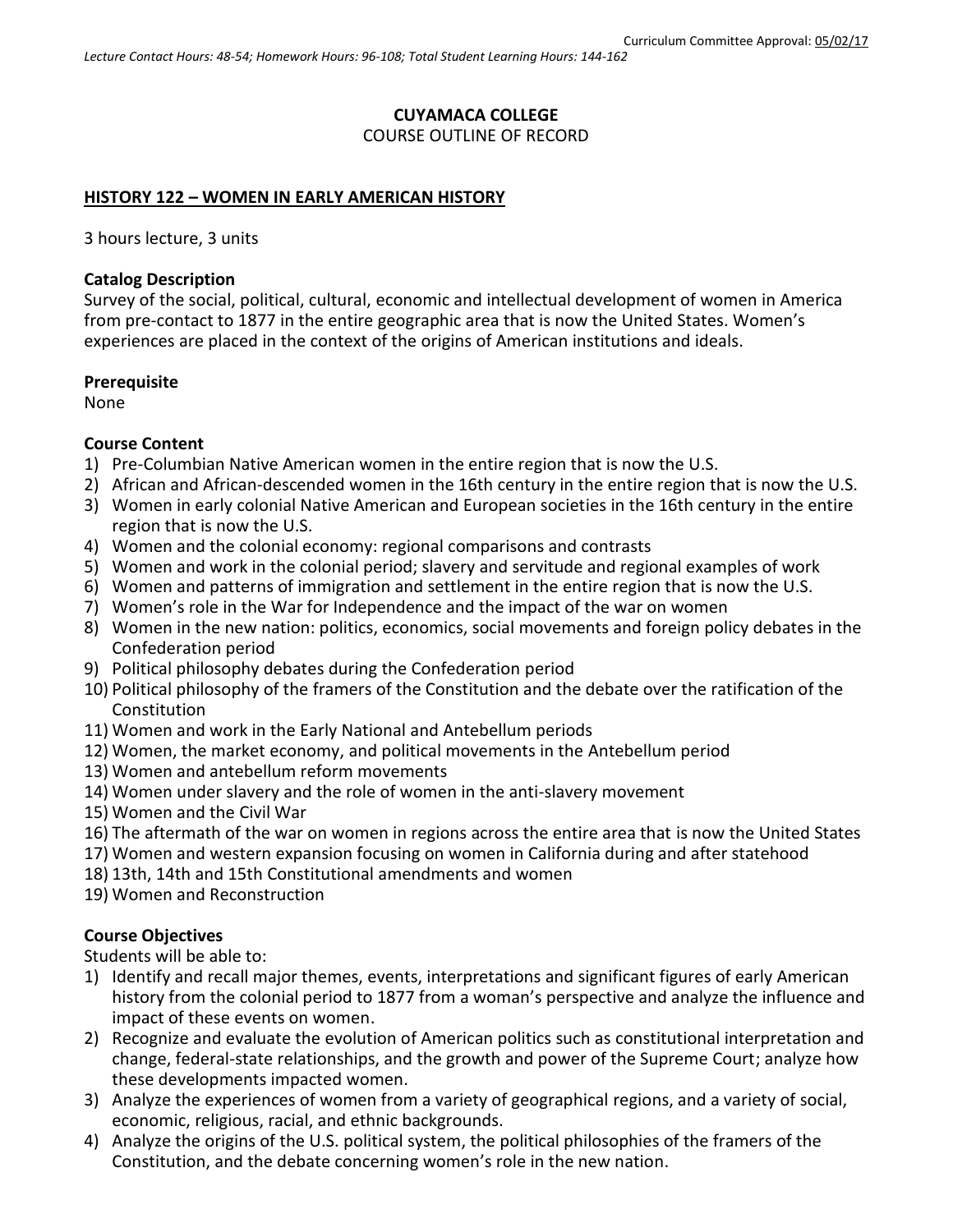Curriculum Committee Approval: 05/02/17

*Lecture Contact Hours: 48-54; Homework Hours: 96-108; Total Student Learning Hours: 144-162*

**CUYAMACA COLLEGE**
COURSE OUTLINE OF RECORD

**HISTORY 122 – WOMEN IN EARLY AMERICAN HISTORY**

3 hours lecture, 3 units

**Catalog Description**
Survey of the social, political, cultural, economic and intellectual development of women in America from pre-contact to 1877 in the entire geographic area that is now the United States. Women's experiences are placed in the context of the origins of American institutions and ideals.

**Prerequisite**
None

**Course Content**

1) Pre-Columbian Native American women in the entire region that is now the U.S.
2) African and African-descended women in the 16th century in the entire region that is now the U.S.
3) Women in early colonial Native American and European societies in the 16th century in the entire region that is now the U.S.
4) Women and the colonial economy: regional comparisons and contrasts
5) Women and work in the colonial period; slavery and servitude and regional examples of work
6) Women and patterns of immigration and settlement in the entire region that is now the U.S.
7) Women's role in the War for Independence and the impact of the war on women
8) Women in the new nation: politics, economics, social movements and foreign policy debates in the Confederation period
9) Political philosophy debates during the Confederation period
10) Political philosophy of the framers of the Constitution and the debate over the ratification of the Constitution
11) Women and work in the Early National and Antebellum periods
12) Women, the market economy, and political movements in the Antebellum period
13) Women and antebellum reform movements
14) Women under slavery and the role of women in the anti-slavery movement
15) Women and the Civil War
16) The aftermath of the war on women in regions across the entire area that is now the United States
17) Women and western expansion focusing on women in California during and after statehood
18) 13th, 14th and 15th Constitutional amendments and women
19) Women and Reconstruction

**Course Objectives**
Students will be able to:

1) Identify and recall major themes, events, interpretations and significant figures of early American history from the colonial period to 1877 from a woman's perspective and analyze the influence and impact of these events on women.
2) Recognize and evaluate the evolution of American politics such as constitutional interpretation and change, federal-state relationships, and the growth and power of the Supreme Court; analyze how these developments impacted women.
3) Analyze the experiences of women from a variety of geographical regions, and a variety of social, economic, religious, racial, and ethnic backgrounds.
4) Analyze the origins of the U.S. political system, the political philosophies of the framers of the Constitution, and the debate concerning women's role in the new nation.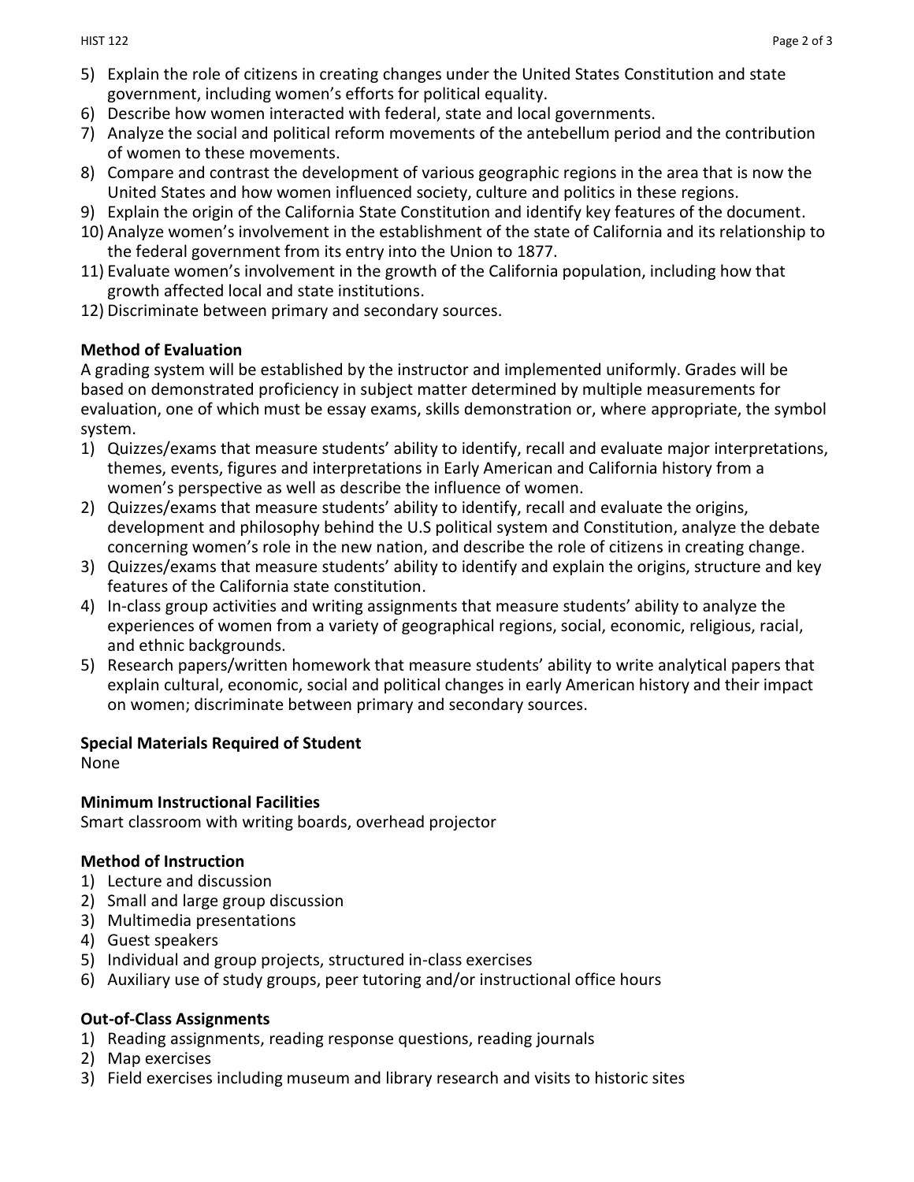5) Explain the role of citizens in creating changes under the United States Constitution and state government, including women's efforts for political equality.
6) Describe how women interacted with federal, state and local governments.
7) Analyze the social and political reform movements of the antebellum period and the contribution of women to these movements.
8) Compare and contrast the development of various geographic regions in the area that is now the United States and how women influenced society, culture and politics in these regions.
9) Explain the origin of the California State Constitution and identify key features of the document.
10) Analyze women's involvement in the establishment of the state of California and its relationship to the federal government from its entry into the Union to 1877.
11) Evaluate women's involvement in the growth of the California population, including how that growth affected local and state institutions.
12) Discriminate between primary and secondary sources.

**Method of Evaluation**

A grading system will be established by the instructor and implemented uniformly. Grades will be based on demonstrated proficiency in subject matter determined by multiple measurements for evaluation, one of which must be essay exams, skills demonstration or, where appropriate, the symbol system.

1) Quizzes/exams that measure students' ability to identify, recall and evaluate major interpretations, themes, events, figures and interpretations in Early American and California history from a women's perspective as well as describe the influence of women.
2) Quizzes/exams that measure students' ability to identify, recall and evaluate the origins, development and philosophy behind the U.S political system and Constitution, analyze the debate concerning women's role in the new nation, and describe the role of citizens in creating change.
3) Quizzes/exams that measure students' ability to identify and explain the origins, structure and key features of the California state constitution.
4) In-class group activities and writing assignments that measure students' ability to analyze the experiences of women from a variety of geographical regions, social, economic, religious, racial, and ethnic backgrounds.
5) Research papers/written homework that measure students' ability to write analytical papers that explain cultural, economic, social and political changes in early American history and their impact on women; discriminate between primary and secondary sources.

**Special Materials Required of Student**

None

**Minimum Instructional Facilities**

Smart classroom with writing boards, overhead projector

**Method of Instruction**

1) Lecture and discussion
2) Small and large group discussion
3) Multimedia presentations
4) Guest speakers
5) Individual and group projects, structured in-class exercises
6) Auxiliary use of study groups, peer tutoring and/or instructional office hours

**Out-of-Class Assignments**

1) Reading assignments, reading response questions, reading journals
2) Map exercises
3) Field exercises including museum and library research and visits to historic sites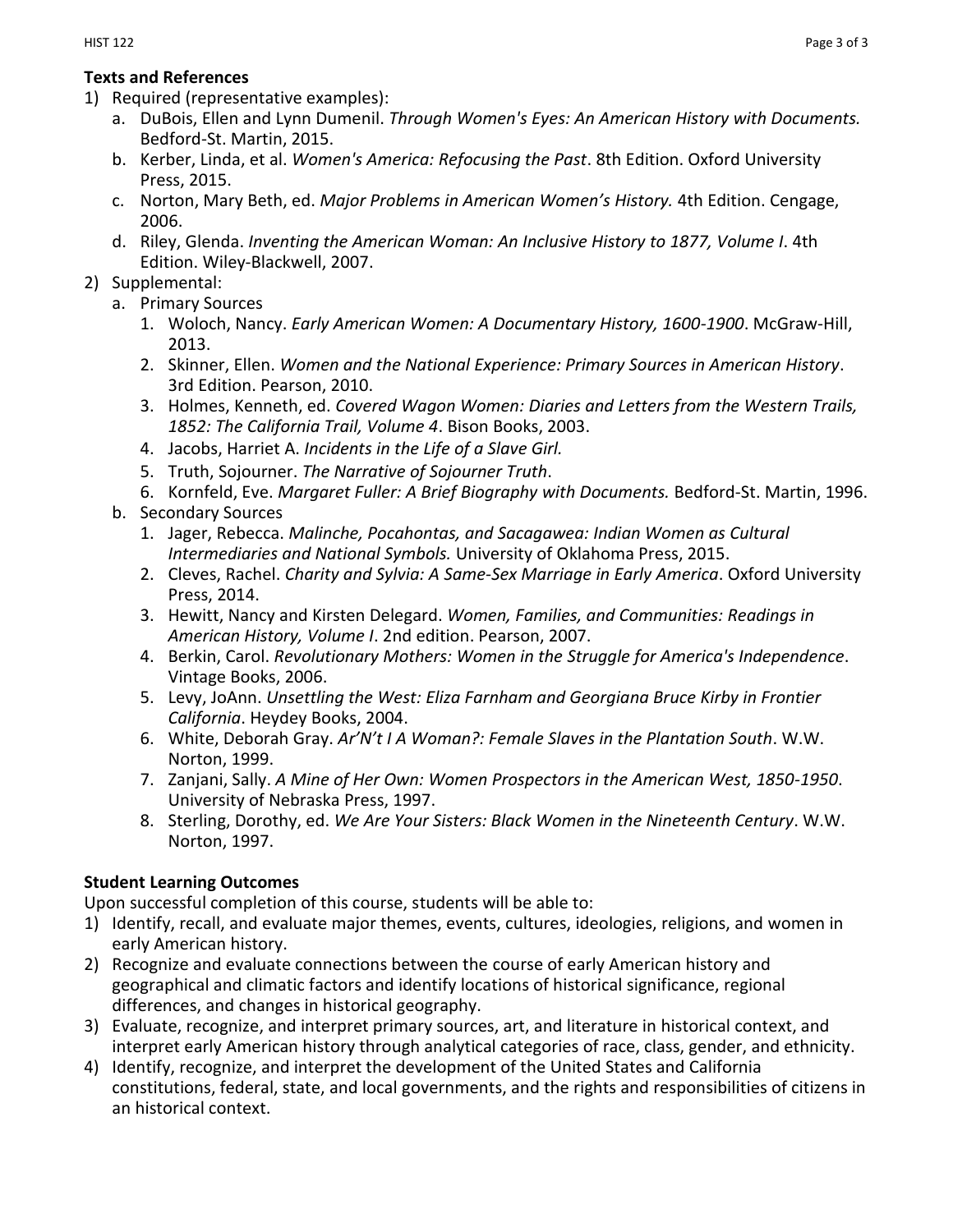## Texts and References

1) Required (representative examples):
    a. DuBois, Ellen and Lynn Dumenil. *Through Women's Eyes: An American History with Documents.* Bedford-St. Martin, 2015.
    b. Kerber, Linda, et al. *Women's America: Refocusing the Past*. 8th Edition. Oxford University Press, 2015.
    c. Norton, Mary Beth, ed. *Major Problems in American Women's History.* 4th Edition. Cengage, 2006.
    d. Riley, Glenda. *Inventing the American Woman: An Inclusive History to 1877, Volume I*. 4th Edition. Wiley-Blackwell, 2007.
2) Supplemental:
    a. Primary Sources
        1. Woloch, Nancy. *Early American Women: A Documentary History, 1600-1900*. McGraw-Hill, 2013.
        2. Skinner, Ellen. *Women and the National Experience: Primary Sources in American History*. 3rd Edition. Pearson, 2010.
        3. Holmes, Kenneth, ed. *Covered Wagon Women: Diaries and Letters from the Western Trails, 1852: The California Trail, Volume 4*. Bison Books, 2003.
        4. Jacobs, Harriet A. *Incidents in the Life of a Slave Girl.*
        5. Truth, Sojourner. *The Narrative of Sojourner Truth*.
        6. Kornfeld, Eve. *Margaret Fuller: A Brief Biography with Documents.* Bedford-St. Martin, 1996.
    b. Secondary Sources
        1. Jager, Rebecca. *Malinche, Pocahontas, and Sacagawea: Indian Women as Cultural Intermediaries and National Symbols.* University of Oklahoma Press, 2015.
        2. Cleves, Rachel. *Charity and Sylvia: A Same-Sex Marriage in Early America*. Oxford University Press, 2014.
        3. Hewitt, Nancy and Kirsten Delegard. *Women, Families, and Communities: Readings in American History, Volume I*. 2nd edition. Pearson, 2007.
        4. Berkin, Carol. *Revolutionary Mothers: Women in the Struggle for America's Independence*. Vintage Books, 2006.
        5. Levy, JoAnn. *Unsettling the West: Eliza Farnham and Georgiana Bruce Kirby in Frontier California*. Heydey Books, 2004.
        6. White, Deborah Gray. *Ar'N't I A Woman?: Female Slaves in the Plantation South*. W.W. Norton, 1999.
        7. Zanjani, Sally. *A Mine of Her Own: Women Prospectors in the American West, 1850-1950*. University of Nebraska Press, 1997.
        8. Sterling, Dorothy, ed. *We Are Your Sisters: Black Women in the Nineteenth Century*. W.W. Norton, 1997.

## Student Learning Outcomes

Upon successful completion of this course, students will be able to:

1) Identify, recall, and evaluate major themes, events, cultures, ideologies, religions, and women in early American history.
2) Recognize and evaluate connections between the course of early American history and geographical and climatic factors and identify locations of historical significance, regional differences, and changes in historical geography.
3) Evaluate, recognize, and interpret primary sources, art, and literature in historical context, and interpret early American history through analytical categories of race, class, gender, and ethnicity.
4) Identify, recognize, and interpret the development of the United States and California constitutions, federal, state, and local governments, and the rights and responsibilities of citizens in an historical context.